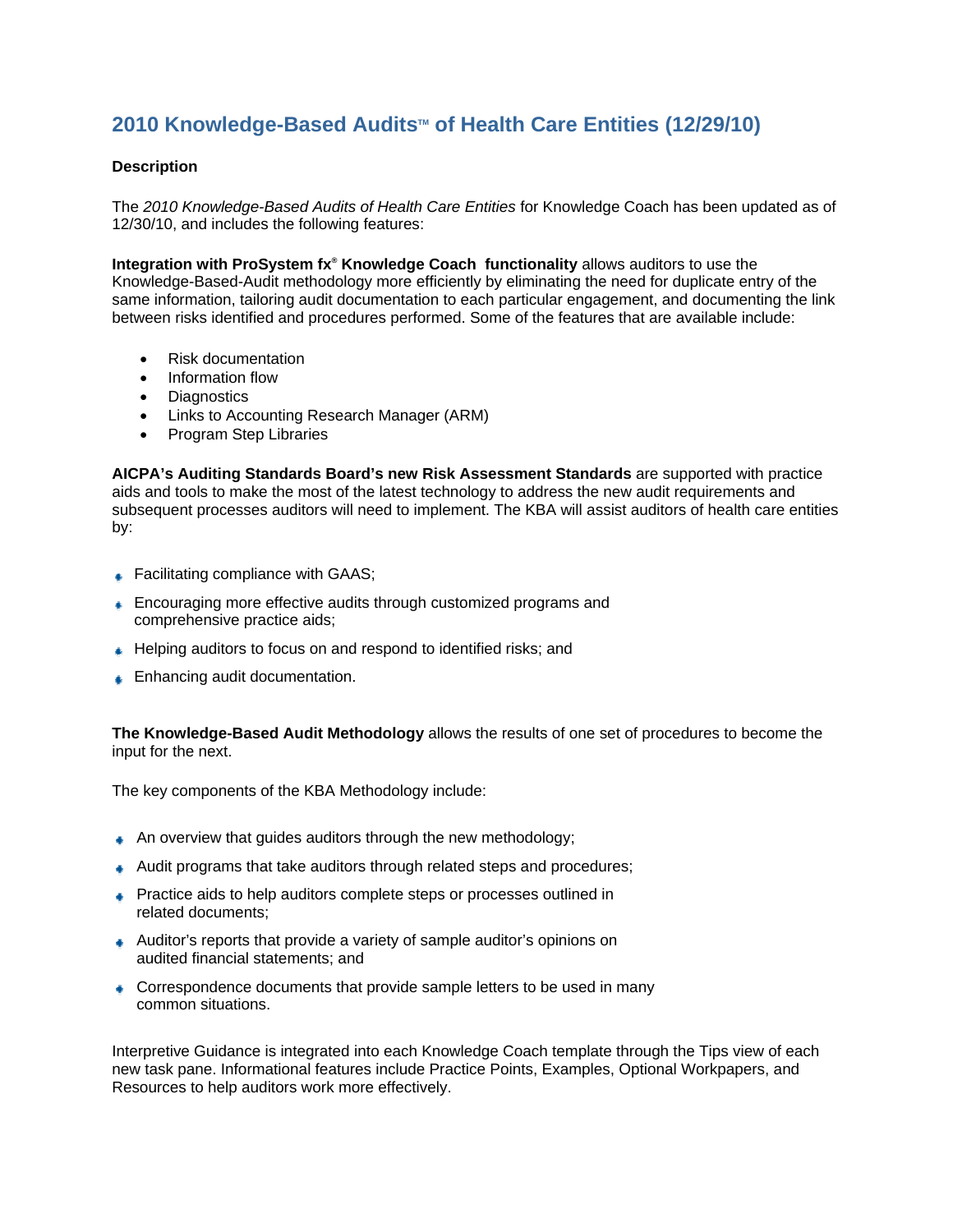# 2010 Knowledge-Based Audits™ of Health Care Entities (12/29/10)

**Description**

The *2010 Knowledge-Based Audits of Health Care Entities* for Knowledge Coach has been updated as of 12/30/10, and includes the following features:

**Integration with ProSystem fx® Knowledge Coach functionality** allows auditors to use the Knowledge-Based-Audit methodology more efficiently by eliminating the need for duplicate entry of the same information, tailoring audit documentation to each particular engagement, and documenting the link between risks identified and procedures performed. Some of the features that are available include:

- Risk documentation
- Information flow
- Diagnostics
- Links to Accounting Research Manager (ARM)
- Program Step Libraries

**AICPA's Auditing Standards Board's new Risk Assessment Standards** are supported with practice aids and tools to make the most of the latest technology to address the new audit requirements and subsequent processes auditors will need to implement. The KBA will assist auditors of health care entities by:

- Facilitating compliance with GAAS;
- Encouraging more effective audits through customized programs and comprehensive practice aids;
- Helping auditors to focus on and respond to identified risks; and
- Enhancing audit documentation.

**The Knowledge-Based Audit Methodology** allows the results of one set of procedures to become the input for the next.

The key components of the KBA Methodology include:

- An overview that guides auditors through the new methodology;
- Audit programs that take auditors through related steps and procedures;
- Practice aids to help auditors complete steps or processes outlined in related documents;
- Auditor's reports that provide a variety of sample auditor's opinions on audited financial statements; and
- Correspondence documents that provide sample letters to be used in many common situations.

Interpretive Guidance is integrated into each Knowledge Coach template through the Tips view of each new task pane. Informational features include Practice Points, Examples, Optional Workpapers, and Resources to help auditors work more effectively.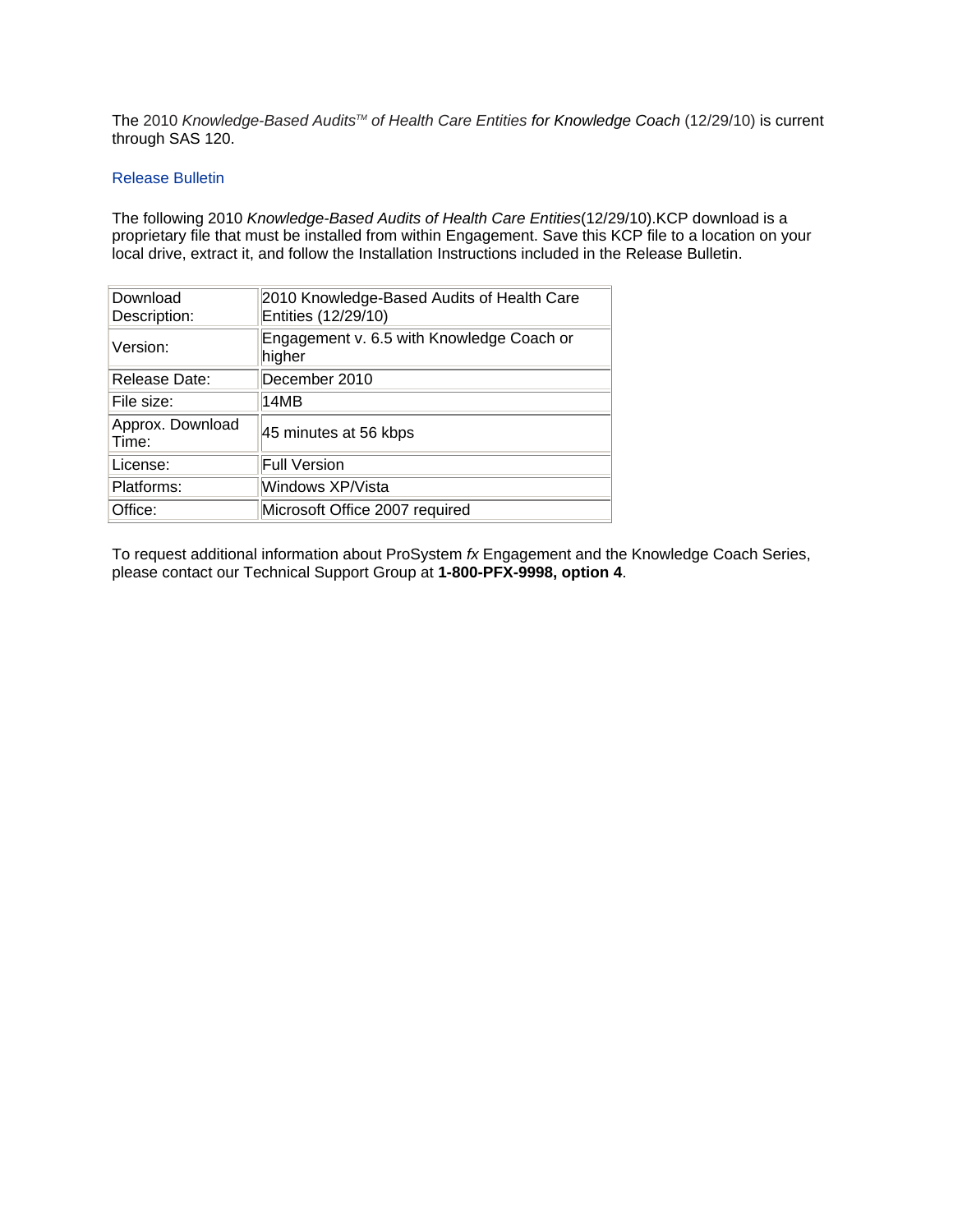The 2010 *Knowledge-Based Audits™ of Health Care Entities* *for Knowledge Coach* (12/29/10) is current through SAS 120.

Release Bulletin

The following 2010 *Knowledge-Based Audits of Health Care Entities*(12/29/10).KCP download is a proprietary file that must be installed from within Engagement. Save this KCP file to a location on your local drive, extract it, and follow the Installation Instructions included in the Release Bulletin.

| | |
|---|---|
| Download Description: | 2010 Knowledge-Based Audits of Health Care Entities (12/29/10) |
| Version: | Engagement v. 6.5 with Knowledge Coach or higher |
| Release Date: | December 2010 |
| File size: | 14MB |
| Approx. Download Time: | 45 minutes at 56 kbps |
| License: | Full Version |
| Platforms: | Windows XP/Vista |
| Office: | Microsoft Office 2007 required |

To request additional information about ProSystem *fx* Engagement and the Knowledge Coach Series, please contact our Technical Support Group at **1-800-PFX-9998, option 4**.